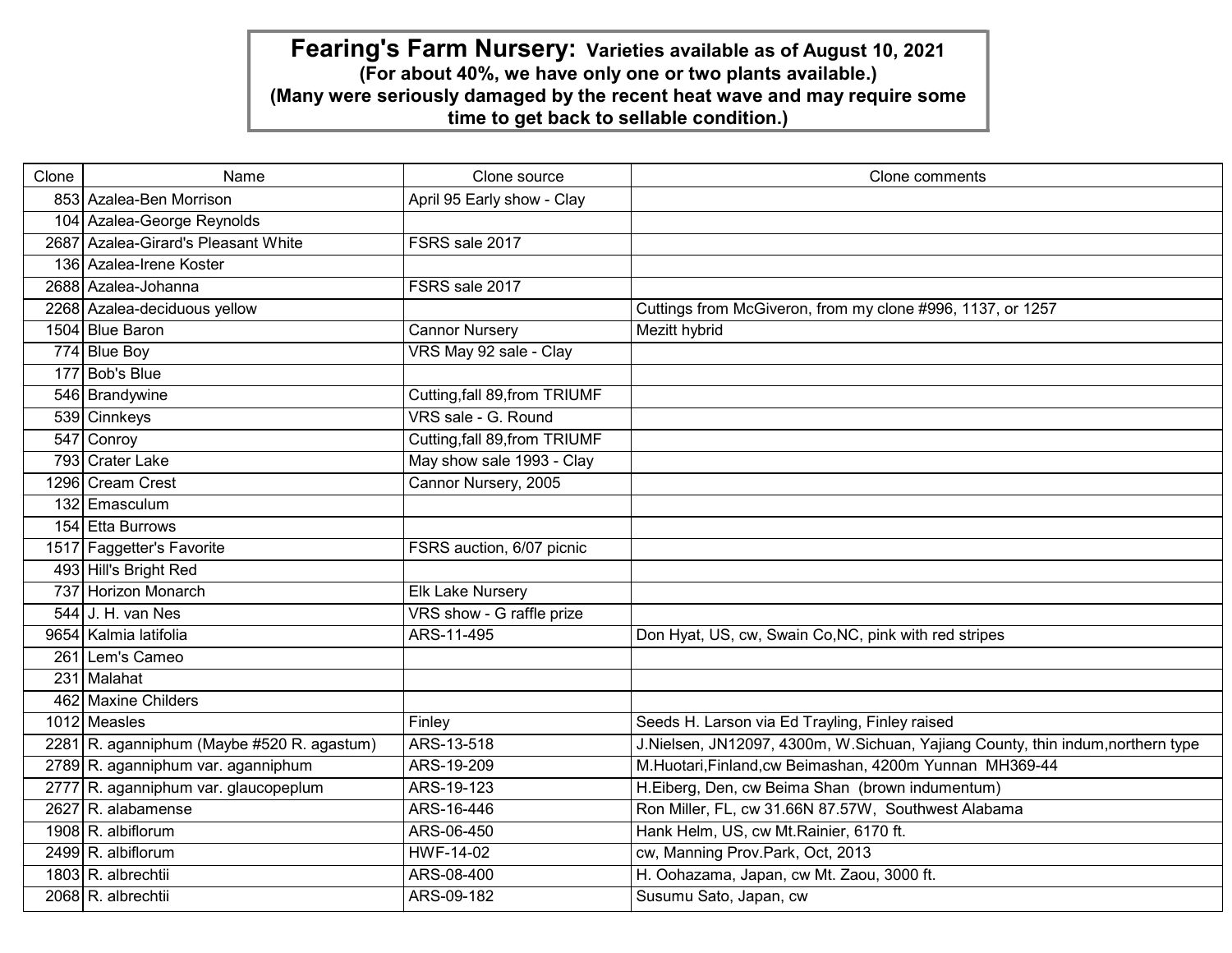# Fearing's Farm Nursery: Varieties available as of August 10, 2021

**(For about 40%, we have only one or two plants available.)**
**(Many were seriously damaged by the recent heat wave and may require some time to get back to sellable condition.)**

| Clone | Name | Clone source | Clone comments |
|---|---|---|---|
| 853 | Azalea-Ben Morrison | April 95 Early show - Clay | |
| 104 | Azalea-George Reynolds | | |
| 2687 | Azalea-Girard's Pleasant White | FSRS sale 2017 | |
| 136 | Azalea-Irene Koster | | |
| 2688 | Azalea-Johanna | FSRS sale 2017 | |
| 2268 | Azalea-deciduous yellow | | Cuttings from McGiveron, from my clone #996, 1137, or 1257 |
| 1504 | Blue Baron | Cannor Nursery | Mezitt hybrid |
| 774 | Blue Boy | VRS May 92 sale - Clay | |
| 177 | Bob's Blue | | |
| 546 | Brandywine | Cutting,fall 89,from TRIUMF | |
| 539 | Cinnkeys | VRS sale - G. Round | |
| 547 | Conroy | Cutting,fall 89,from TRIUMF | |
| 793 | Crater Lake | May show sale 1993 - Clay | |
| 1296 | Cream Crest | Cannor Nursery, 2005 | |
| 132 | Emasculum | | |
| 154 | Etta Burrows | | |
| 1517 | Faggetter's Favorite | FSRS auction, 6/07 picnic | |
| 493 | Hill's Bright Red | | |
| 737 | Horizon Monarch | Elk Lake Nursery | |
| 544 | J. H. van Nes | VRS show - G raffle prize | |
| 9654 | Kalmia latifolia | ARS-11-495 | Don Hyat, US, cw, Swain Co,NC, pink with red stripes |
| 261 | Lem's Cameo | | |
| 231 | Malahat | | |
| 462 | Maxine Childers | | |
| 1012 | Measles | Finley | Seeds H. Larson via Ed Trayling, Finley raised |
| 2281 | R. aganniphum (Maybe #520 R. agastum) | ARS-13-518 | J.Nielsen, JN12097, 4300m, W.Sichuan, Yajiang County, thin indum,northern type |
| 2789 | R. aganniphum var. aganniphum | ARS-19-209 | M.Huotari,Finland,cw Beimashan, 4200m Yunnan MH369-44 |
| 2777 | R. aganniphum var. glaucopeplum | ARS-19-123 | H.Eiberg, Den, cw Beima Shan (brown indumentum) |
| 2627 | R. alabamense | ARS-16-446 | Ron Miller, FL, cw 31.66N 87.57W, Southwest Alabama |
| 1908 | R. albiflorum | ARS-06-450 | Hank Helm, US, cw Mt.Rainier, 6170 ft. |
| 2499 | R. albiflorum | HWF-14-02 | cw, Manning Prov.Park, Oct, 2013 |
| 1803 | R. albrechtii | ARS-08-400 | H. Oohazama, Japan, cw Mt. Zaou, 3000 ft. |
| 2068 | R. albrechtii | ARS-09-182 | Susumu Sato, Japan, cw |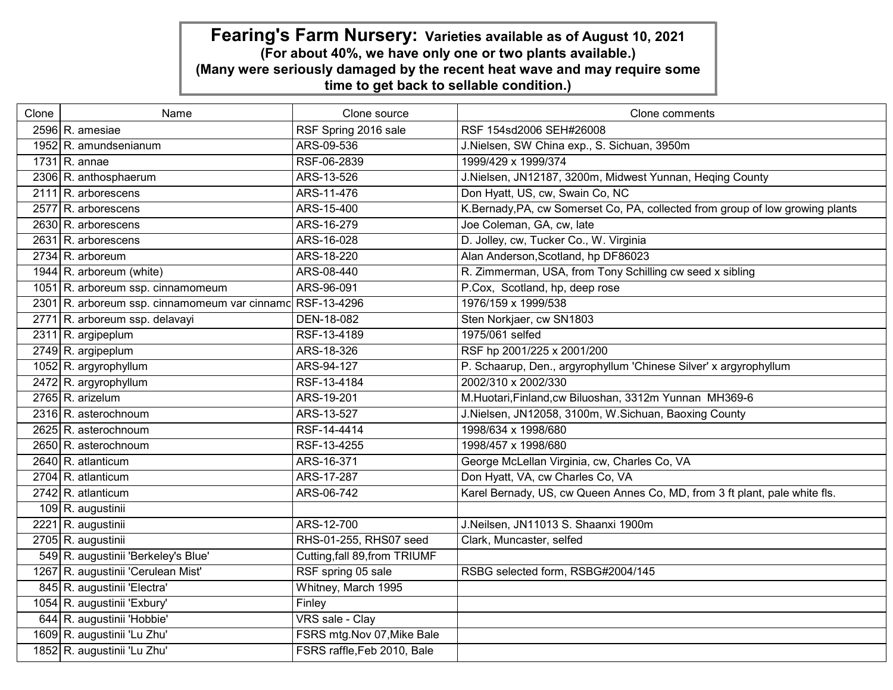**Fearing's Farm Nursery: Varieties available as of August 10, 2021**
**(For about 40%, we have only one or two plants available.)**
**(Many were seriously damaged by the recent heat wave and may require some time to get back to sellable condition.)**

| Clone | Name | Clone source | Clone comments |
|---|---|---|---|
| 2596 | R. amesiae | RSF Spring 2016 sale | RSF 154sd2006 SEH#26008 |
| 1952 | R. amundsenianum | ARS-09-536 | J.Nielsen, SW China exp., S. Sichuan, 3950m |
| 1731 | R. annae | RSF-06-2839 | 1999/429 x 1999/374 |
| 2306 | R. anthosphaerum | ARS-13-526 | J.Nielsen, JN12187, 3200m, Midwest Yunnan, Heqing County |
| 2111 | R. arborescens | ARS-11-476 | Don Hyatt, US, cw, Swain Co, NC |
| 2577 | R. arborescens | ARS-15-400 | K.Bernady,PA, cw Somerset Co, PA, collected from group of low growing plants |
| 2630 | R. arborescens | ARS-16-279 | Joe Coleman, GA, cw, late |
| 2631 | R. arborescens | ARS-16-028 | D. Jolley, cw, Tucker Co., W. Virginia |
| 2734 | R. arboreum | ARS-18-220 | Alan Anderson,Scotland, hp DF86023 |
| 1944 | R. arboreum (white) | ARS-08-440 | R. Zimmerman, USA, from Tony Schilling cw seed x sibling |
| 1051 | R. arboreum ssp. cinnamomeum | ARS-96-091 | P.Cox, Scotland, hp, deep rose |
| 2301 | R. arboreum ssp. cinnamomeum var cinnamo | RSF-13-4296 | 1976/159 x 1999/538 |
| 2771 | R. arboreum ssp. delavayi | DEN-18-082 | Sten Norkjaer, cw SN1803 |
| 2311 | R. argipeplum | RSF-13-4189 | 1975/061 selfed |
| 2749 | R. argipeplum | ARS-18-326 | RSF hp 2001/225 x 2001/200 |
| 1052 | R. argyrophyllum | ARS-94-127 | P. Schaarup, Den., argyrophyllum 'Chinese Silver' x argyrophyllum |
| 2472 | R. argyrophyllum | RSF-13-4184 | 2002/310 x 2002/330 |
| 2765 | R. arizelum | ARS-19-201 | M.Huotari,Finland,cw Biluoshan, 3312m Yunnan MH369-6 |
| 2316 | R. asterochnoum | ARS-13-527 | J.Nielsen, JN12058, 3100m, W.Sichuan, Baoxing County |
| 2625 | R. asterochnoum | RSF-14-4414 | 1998/634 x 1998/680 |
| 2650 | R. asterochnoum | RSF-13-4255 | 1998/457 x 1998/680 |
| 2640 | R. atlanticum | ARS-16-371 | George McLellan Virginia, cw, Charles Co, VA |
| 2704 | R. atlanticum | ARS-17-287 | Don Hyatt, VA, cw Charles Co, VA |
| 2742 | R. atlanticum | ARS-06-742 | Karel Bernady, US, cw Queen Annes Co, MD, from 3 ft plant, pale white fls. |
| 109 | R. augustinii | | |
| 2221 | R. augustinii | ARS-12-700 | J.Neilsen, JN11013 S. Shaanxi 1900m |
| 2705 | R. augustinii | RHS-01-255, RHS07 seed | Clark, Muncaster, selfed |
| 549 | R. augustinii 'Berkeley's Blue' | Cutting,fall 89,from TRIUMF | |
| 1267 | R. augustinii 'Cerulean Mist' | RSF spring 05 sale | RSBG selected form, RSBG#2004/145 |
| 845 | R. augustinii 'Electra' | Whitney, March 1995 | |
| 1054 | R. augustinii 'Exbury' | Finley | |
| 644 | R. augustinii 'Hobbie' | VRS sale - Clay | |
| 1609 | R. augustinii 'Lu Zhu' | FSRS mtg.Nov 07,Mike Bale | |
| 1852 | R. augustinii 'Lu Zhu' | FSRS raffle,Feb 2010, Bale | |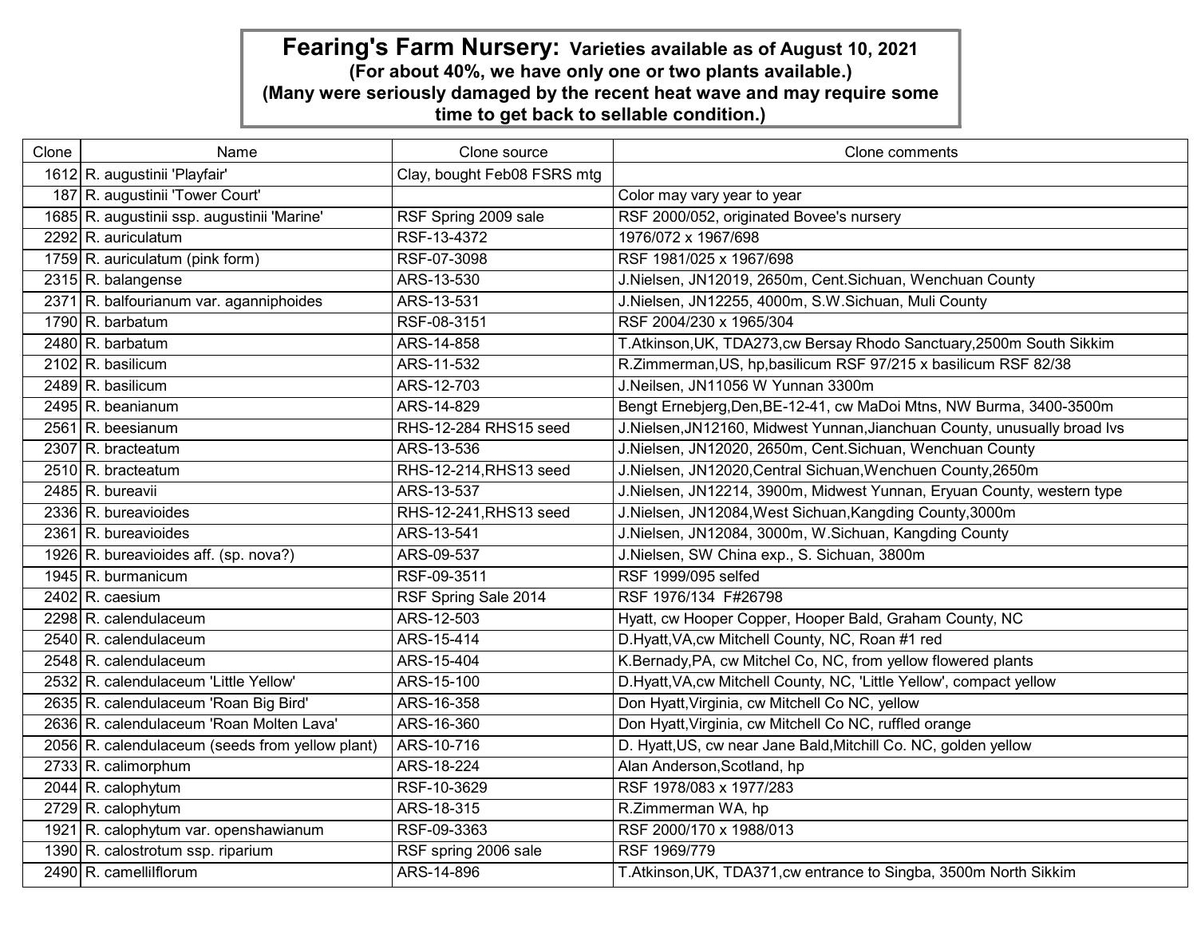# Fearing's Farm Nursery: Varieties available as of August 10, 2021

**(For about 40%, we have only one or two plants available.)**
**(Many were seriously damaged by the recent heat wave and may require some time to get back to sellable condition.)**

| Clone | Name | Clone source | Clone comments |
|---|---|---|---|
| 1612 | R. augustinii 'Playfair' | Clay, bought Feb08 FSRS mtg | |
| 187 | R. augustinii 'Tower Court' | | Color may vary year to year |
| 1685 | R. augustinii ssp. augustinii 'Marine' | RSF Spring 2009 sale | RSF 2000/052, originated Bovee's nursery |
| 2292 | R. auriculatum | RSF-13-4372 | 1976/072 x 1967/698 |
| 1759 | R. auriculatum (pink form) | RSF-07-3098 | RSF 1981/025 x 1967/698 |
| 2315 | R. balangense | ARS-13-530 | J.Nielsen, JN12019, 2650m, Cent.Sichuan, Wenchuan County |
| 2371 | R. balfourianum var. aganniphoides | ARS-13-531 | J.Nielsen, JN12255, 4000m, S.W.Sichuan, Muli County |
| 1790 | R. barbatum | RSF-08-3151 | RSF 2004/230 x 1965/304 |
| 2480 | R. barbatum | ARS-14-858 | T.Atkinson,UK, TDA273,cw Bersay Rhodo Sanctuary,2500m South Sikkim |
| 2102 | R. basilicum | ARS-11-532 | R.Zimmerman,US, hp,basilicum RSF 97/215 x basilicum RSF 82/38 |
| 2489 | R. basilicum | ARS-12-703 | J.Neilsen, JN11056 W Yunnan 3300m |
| 2495 | R. beanianum | ARS-14-829 | Bengt Ernebjerg,Den,BE-12-41, cw MaDoi Mtns, NW Burma, 3400-3500m |
| 2561 | R. beesianum | RHS-12-284 RHS15 seed | J.Nielsen,JN12160, Midwest Yunnan,Jianchuan County, unusually broad lvs |
| 2307 | R. bracteatum | ARS-13-536 | J.Nielsen, JN12020, 2650m, Cent.Sichuan, Wenchuan County |
| 2510 | R. bracteatum | RHS-12-214,RHS13 seed | J.Nielsen, JN12020,Central Sichuan,Wenchuen County,2650m |
| 2485 | R. bureavii | ARS-13-537 | J.Nielsen, JN12214, 3900m, Midwest Yunnan, Eryuan County, western type |
| 2336 | R. bureavioides | RHS-12-241,RHS13 seed | J.Nielsen, JN12084,West Sichuan,Kangding County,3000m |
| 2361 | R. bureavioides | ARS-13-541 | J.Nielsen, JN12084, 3000m, W.Sichuan, Kangding County |
| 1926 | R. bureavioides aff. (sp. nova?) | ARS-09-537 | J.Nielsen, SW China exp., S. Sichuan, 3800m |
| 1945 | R. burmanicum | RSF-09-3511 | RSF 1999/095 selfed |
| 2402 | R. caesium | RSF Spring Sale 2014 | RSF 1976/134 F#26798 |
| 2298 | R. calendulaceum | ARS-12-503 | Hyatt, cw Hooper Copper, Hooper Bald, Graham County, NC |
| 2540 | R. calendulaceum | ARS-15-414 | D.Hyatt,VA,cw Mitchell County, NC, Roan #1 red |
| 2548 | R. calendulaceum | ARS-15-404 | K.Bernady,PA, cw Mitchel Co, NC, from yellow flowered plants |
| 2532 | R. calendulaceum 'Little Yellow' | ARS-15-100 | D.Hyatt,VA,cw Mitchell County, NC, 'Little Yellow', compact yellow |
| 2635 | R. calendulaceum 'Roan Big Bird' | ARS-16-358 | Don Hyatt,Virginia, cw Mitchell Co NC, yellow |
| 2636 | R. calendulaceum 'Roan Molten Lava' | ARS-16-360 | Don Hyatt,Virginia, cw Mitchell Co NC, ruffled orange |
| 2056 | R. calendulaceum (seeds from yellow plant) | ARS-10-716 | D. Hyatt,US, cw near Jane Bald,Mitchill Co. NC, golden yellow |
| 2733 | R. calimorphum | ARS-18-224 | Alan Anderson,Scotland, hp |
| 2044 | R. calophytum | RSF-10-3629 | RSF 1978/083 x 1977/283 |
| 2729 | R. calophytum | ARS-18-315 | R.Zimmerman WA, hp |
| 1921 | R. calophytum var. openshawianum | RSF-09-3363 | RSF 2000/170 x 1988/013 |
| 1390 | R. calostrotum ssp. riparium | RSF spring 2006 sale | RSF 1969/779 |
| 2490 | R. camelliiflorum | ARS-14-896 | T.Atkinson,UK, TDA371,cw entrance to Singba, 3500m North Sikkim |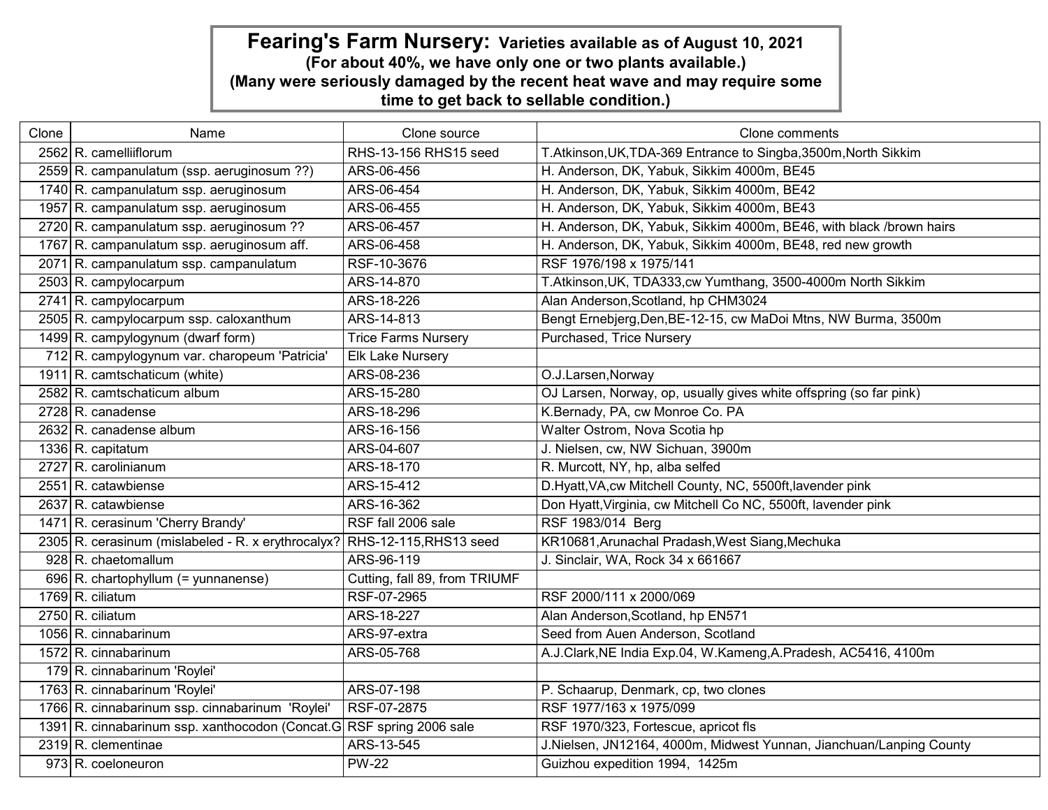**Fearing's Farm Nursery: Varieties available as of August 10, 2021**
**(For about 40%, we have only one or two plants available.)**
**(Many were seriously damaged by the recent heat wave and may require some time to get back to sellable condition.)**

| Clone | Name | Clone source | Clone comments |
|---|---|---|---|
| 2562 | R. camelliiflorum | RHS-13-156 RHS15 seed | T.Atkinson,UK,TDA-369 Entrance to Singba,3500m,North Sikkim |
| 2559 | R. campanulatum (ssp. aeruginosum ??) | ARS-06-456 | H. Anderson, DK, Yabuk, Sikkim 4000m, BE45 |
| 1740 | R. campanulatum ssp. aeruginosum | ARS-06-454 | H. Anderson, DK, Yabuk, Sikkim 4000m, BE42 |
| 1957 | R. campanulatum ssp. aeruginosum | ARS-06-455 | H. Anderson, DK, Yabuk, Sikkim 4000m, BE43 |
| 2720 | R. campanulatum ssp. aeruginosum ?? | ARS-06-457 | H. Anderson, DK, Yabuk, Sikkim 4000m, BE46, with black /brown hairs |
| 1767 | R. campanulatum ssp. aeruginosum aff. | ARS-06-458 | H. Anderson, DK, Yabuk, Sikkim 4000m, BE48, red new growth |
| 2071 | R. campanulatum ssp. campanulatum | RSF-10-3676 | RSF 1976/198 x 1975/141 |
| 2503 | R. campylocarpum | ARS-14-870 | T.Atkinson,UK, TDA333,cw Yumthang, 3500-4000m North Sikkim |
| 2741 | R. campylocarpum | ARS-18-226 | Alan Anderson,Scotland, hp CHM3024 |
| 2505 | R. campylocarpum ssp. caloxanthum | ARS-14-813 | Bengt Ernebjerg,Den,BE-12-15, cw MaDoi Mtns, NW Burma, 3500m |
| 1499 | R. campylogynum (dwarf form) | Trice Farms Nursery | Purchased, Trice Nursery |
| 712 | R. campylogynum var. charopeum 'Patricia' | Elk Lake Nursery | |
| 1911 | R. camtschaticum (white) | ARS-08-236 | O.J.Larsen,Norway |
| 2582 | R. camtschaticum album | ARS-15-280 | OJ Larsen, Norway, op, usually gives white offspring (so far pink) |
| 2728 | R. canadense | ARS-18-296 | K.Bernady, PA, cw Monroe Co. PA |
| 2632 | R. canadense album | ARS-16-156 | Walter Ostrom, Nova Scotia hp |
| 1336 | R. capitatum | ARS-04-607 | J. Nielsen, cw, NW Sichuan, 3900m |
| 2727 | R. carolinianum | ARS-18-170 | R. Murcott, NY, hp, alba selfed |
| 2551 | R. catawbiense | ARS-15-412 | D.Hyatt,VA,cw Mitchell County, NC, 5500ft,lavender pink |
| 2637 | R. catawbiense | ARS-16-362 | Don Hyatt,Virginia, cw Mitchell Co NC, 5500ft, lavender pink |
| 1471 | R. cerasinum 'Cherry Brandy' | RSF fall 2006 sale | RSF 1983/014 Berg |
| 2305 | R. cerasinum (mislabeled - R. x erythrocalyx? | RHS-12-115,RHS13 seed | KR10681,Arunachal Pradash,West Siang,Mechuka |
| 928 | R. chaetomallum | ARS-96-119 | J. Sinclair, WA, Rock 34 x 661667 |
| 696 | R. chartophyllum (= yunnanense) | Cutting, fall 89, from TRIUMF | |
| 1769 | R. ciliatum | RSF-07-2965 | RSF 2000/111 x 2000/069 |
| 2750 | R. ciliatum | ARS-18-227 | Alan Anderson,Scotland, hp EN571 |
| 1056 | R. cinnabarinum | ARS-97-extra | Seed from Auen Anderson, Scotland |
| 1572 | R. cinnabarinum | ARS-05-768 | A.J.Clark,NE India Exp.04, W.Kameng,A.Pradesh, AC5416, 4100m |
| 179 | R. cinnabarinum 'Roylei' | | |
| 1763 | R. cinnabarinum 'Roylei' | ARS-07-198 | P. Schaarup, Denmark, cp, two clones |
| 1766 | R. cinnabarinum ssp. cinnabarinum 'Roylei' | RSF-07-2875 | RSF 1977/163 x 1975/099 |
| 1391 | R. cinnabarinum ssp. xanthocodon (Concat.G | RSF spring 2006 sale | RSF 1970/323, Fortescue, apricot fls |
| 2319 | R. clementinae | ARS-13-545 | J.Nielsen, JN12164, 4000m, Midwest Yunnan, Jianchuan/Lanping County |
| 973 | R. coeloneuron | PW-22 | Guizhou expedition 1994, 1425m |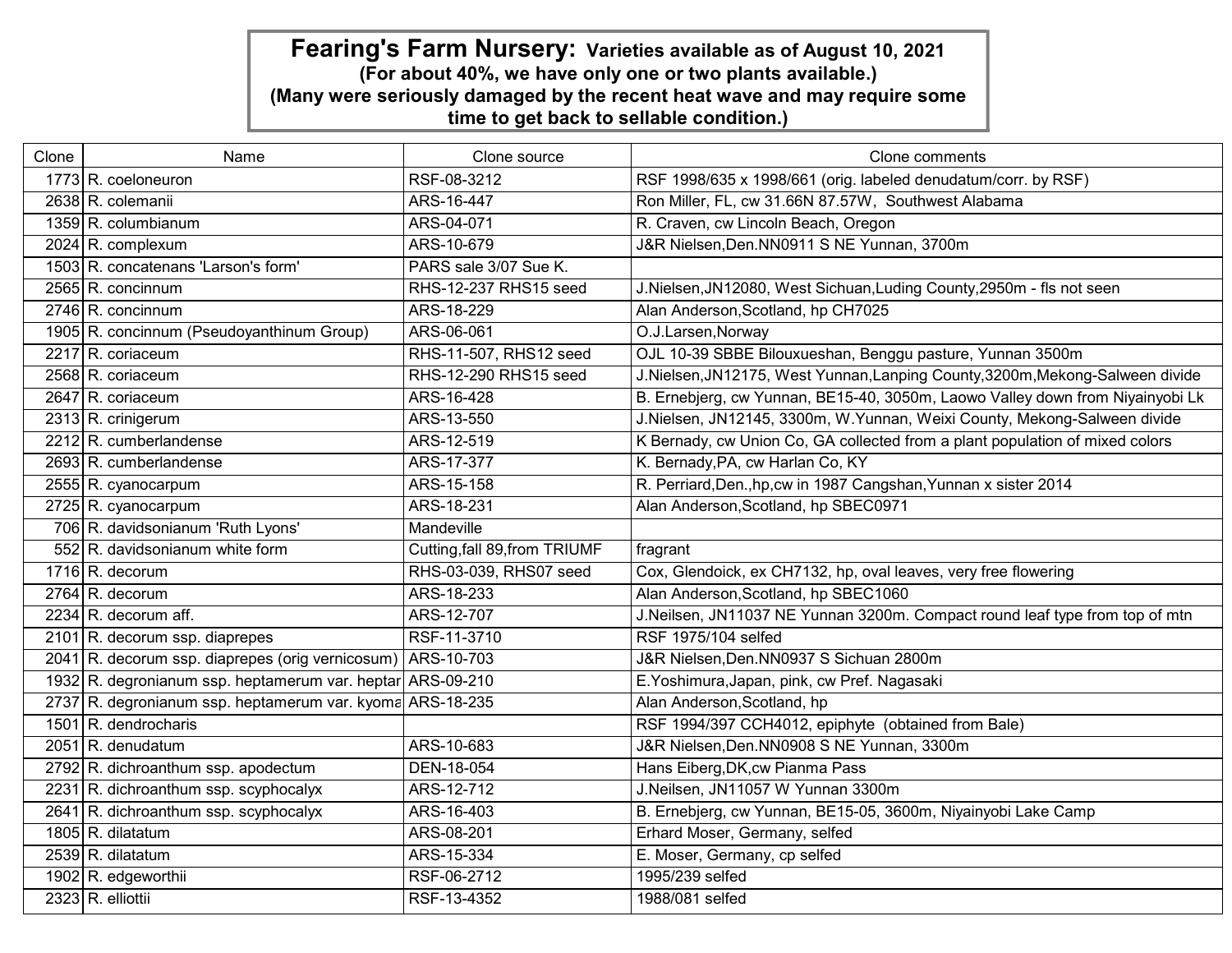**Fearing's Farm Nursery: Varieties available as of August 10, 2021**
**(For about 40%, we have only one or two plants available.)**
**(Many were seriously damaged by the recent heat wave and may require some time to get back to sellable condition.)**

| Clone | Name | Clone source | Clone comments |
|---|---|---|---|
| 1773 | R. coeloneuron | RSF-08-3212 | RSF 1998/635 x 1998/661 (orig. labeled denudatum/corr. by RSF) |
| 2638 | R. colemanii | ARS-16-447 | Ron Miller, FL, cw 31.66N 87.57W, Southwest Alabama |
| 1359 | R. columbianum | ARS-04-071 | R. Craven, cw Lincoln Beach, Oregon |
| 2024 | R. complexum | ARS-10-679 | J&R Nielsen,Den.NN0911 S NE Yunnan, 3700m |
| 1503 | R. concatenans 'Larson's form' | PARS sale 3/07 Sue K. | |
| 2565 | R. concinnum | RHS-12-237 RHS15 seed | J.Nielsen,JN12080, West Sichuan,Luding County,2950m - fls not seen |
| 2746 | R. concinnum | ARS-18-229 | Alan Anderson,Scotland, hp CH7025 |
| 1905 | R. concinnum (Pseudoyanthinum Group) | ARS-06-061 | O.J.Larsen,Norway |
| 2217 | R. coriaceum | RHS-11-507, RHS12 seed | OJL 10-39 SBBE Bilouxueshan, Benggu pasture, Yunnan 3500m |
| 2568 | R. coriaceum | RHS-12-290 RHS15 seed | J.Nielsen,JN12175, West Yunnan,Lanping County,3200m,Mekong-Salween divide |
| 2647 | R. coriaceum | ARS-16-428 | B. Ernebjerg, cw Yunnan, BE15-40, 3050m, Laowo Valley down from Niyainyobi Lk |
| 2313 | R. crinigerum | ARS-13-550 | J.Nielsen, JN12145, 3300m, W.Yunnan, Weixi County, Mekong-Salween divide |
| 2212 | R. cumberlandense | ARS-12-519 | K Bernady, cw Union Co, GA collected from a plant population of mixed colors |
| 2693 | R. cumberlandense | ARS-17-377 | K. Bernady,PA, cw Harlan Co, KY |
| 2555 | R. cyanocarpum | ARS-15-158 | R. Perriard,Den.,hp,cw in 1987 Cangshan,Yunnan x sister 2014 |
| 2725 | R. cyanocarpum | ARS-18-231 | Alan Anderson,Scotland, hp SBEC0971 |
| 706 | R. davidsonianum 'Ruth Lyons' | Mandeville | |
| 552 | R. davidsonianum white form | Cutting,fall 89,from TRIUMF | fragrant |
| 1716 | R. decorum | RHS-03-039, RHS07 seed | Cox, Glendoick, ex CH7132, hp, oval leaves, very free flowering |
| 2764 | R. decorum | ARS-18-233 | Alan Anderson,Scotland, hp SBEC1060 |
| 2234 | R. decorum aff. | ARS-12-707 | J.Neilsen, JN11037 NE Yunnan 3200m. Compact round leaf type from top of mtn |
| 2101 | R. decorum ssp. diaprepes | RSF-11-3710 | RSF 1975/104 selfed |
| 2041 | R. decorum ssp. diaprepes (orig vernicosum) | ARS-10-703 | J&R Nielsen,Den.NN0937 S Sichuan 2800m |
| 1932 | R. degronianum ssp. heptamerum var. heptar | ARS-09-210 | E.Yoshimura,Japan, pink, cw Pref. Nagasaki |
| 2737 | R. degronianum ssp. heptamerum var. kyoma | ARS-18-235 | Alan Anderson,Scotland, hp |
| 1501 | R. dendrocharis | | RSF 1994/397 CCH4012, epiphyte (obtained from Bale) |
| 2051 | R. denudatum | ARS-10-683 | J&R Nielsen,Den.NN0908 S NE Yunnan, 3300m |
| 2792 | R. dichroanthum ssp. apodectum | DEN-18-054 | Hans Eiberg,DK,cw Pianma Pass |
| 2231 | R. dichroanthum ssp. scyphocalyx | ARS-12-712 | J.Neilsen, JN11057 W Yunnan 3300m |
| 2641 | R. dichroanthum ssp. scyphocalyx | ARS-16-403 | B. Ernebjerg, cw Yunnan, BE15-05, 3600m, Niyainyobi Lake Camp |
| 1805 | R. dilatatum | ARS-08-201 | Erhard Moser, Germany, selfed |
| 2539 | R. dilatatum | ARS-15-334 | E. Moser, Germany, cp selfed |
| 1902 | R. edgeworthii | RSF-06-2712 | 1995/239 selfed |
| 2323 | R. elliottii | RSF-13-4352 | 1988/081 selfed |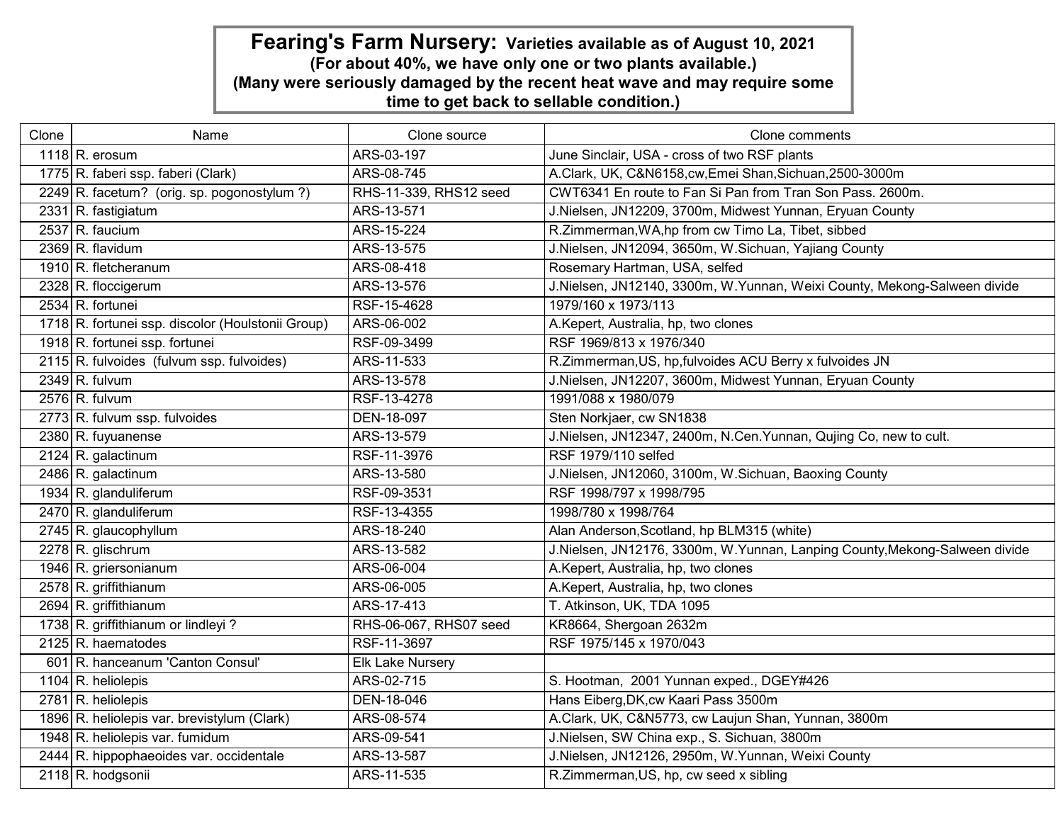**Fearing's Farm Nursery: Varieties available as of August 10, 2021**
**(For about 40%, we have only one or two plants available.)**
**(Many were seriously damaged by the recent heat wave and may require some time to get back to sellable condition.)**

| Clone | Name | Clone source | Clone comments |
|---|---|---|---|
| 1118 | R. erosum | ARS-03-197 | June Sinclair, USA - cross of two RSF plants |
| 1775 | R. faberi ssp. faberi (Clark) | ARS-08-745 | A.Clark, UK, C&N6158,cw,Emei Shan,Sichuan,2500-3000m |
| 2249 | R. facetum? (orig. sp. pogonostylum ?) | RHS-11-339, RHS12 seed | CWT6341 En route to Fan Si Pan from Tran Son Pass. 2600m. |
| 2331 | R. fastigiatum | ARS-13-571 | J.Nielsen, JN12209, 3700m, Midwest Yunnan, Eryuan County |
| 2537 | R. faucium | ARS-15-224 | R.Zimmerman,WA,hp from cw Timo La, Tibet, sibbed |
| 2369 | R. flavidum | ARS-13-575 | J.Nielsen, JN12094, 3650m, W.Sichuan, Yajiang County |
| 1910 | R. fletcheranum | ARS-08-418 | Rosemary Hartman, USA, selfed |
| 2328 | R. floccigerum | ARS-13-576 | J.Nielsen, JN12140, 3300m, W.Yunnan, Weixi County, Mekong-Salween divide |
| 2534 | R. fortunei | RSF-15-4628 | 1979/160 x 1973/113 |
| 1718 | R. fortunei ssp. discolor (Houlstonii Group) | ARS-06-002 | A.Kepert, Australia, hp, two clones |
| 1918 | R. fortunei ssp. fortunei | RSF-09-3499 | RSF 1969/813 x 1976/340 |
| 2115 | R. fulvoides (fulvum ssp. fulvoides) | ARS-11-533 | R.Zimmerman,US, hp,fulvoides ACU Berry x fulvoides JN |
| 2349 | R. fulvum | ARS-13-578 | J.Nielsen, JN12207, 3600m, Midwest Yunnan, Eryuan County |
| 2576 | R. fulvum | RSF-13-4278 | 1991/088 x 1980/079 |
| 2773 | R. fulvum ssp. fulvoides | DEN-18-097 | Sten Norkjaer, cw SN1838 |
| 2380 | R. fuyuanense | ARS-13-579 | J.Nielsen, JN12347, 2400m, N.Cen.Yunnan, Qujing Co, new to cult. |
| 2124 | R. galactinum | RSF-11-3976 | RSF 1979/110 selfed |
| 2486 | R. galactinum | ARS-13-580 | J.Nielsen, JN12060, 3100m, W.Sichuan, Baoxing County |
| 1934 | R. glanduliferum | RSF-09-3531 | RSF 1998/797 x 1998/795 |
| 2470 | R. glanduliferum | RSF-13-4355 | 1998/780 x 1998/764 |
| 2745 | R. glaucophyllum | ARS-18-240 | Alan Anderson,Scotland, hp BLM315 (white) |
| 2278 | R. glischrum | ARS-13-582 | J.Nielsen, JN12176, 3300m, W.Yunnan, Lanping County,Mekong-Salween divide |
| 1946 | R. griersonianum | ARS-06-004 | A.Kepert, Australia, hp, two clones |
| 2578 | R. griffithianum | ARS-06-005 | A.Kepert, Australia, hp, two clones |
| 2694 | R. griffithianum | ARS-17-413 | T. Atkinson, UK, TDA 1095 |
| 1738 | R. griffithianum or lindleyi ? | RHS-06-067, RHS07 seed | KR8664, Shergoan 2632m |
| 2125 | R. haematodes | RSF-11-3697 | RSF 1975/145 x 1970/043 |
| 601 | R. hanceanum 'Canton Consul' | Elk Lake Nursery | |
| 1104 | R. heliolepis | ARS-02-715 | S. Hootman, 2001 Yunnan exped., DGEY#426 |
| 2781 | R. heliolepis | DEN-18-046 | Hans Eiberg,DK,cw Kaari Pass 3500m |
| 1896 | R. heliolepis var. brevistylum (Clark) | ARS-08-574 | A.Clark, UK, C&N5773, cw Laujun Shan, Yunnan, 3800m |
| 1948 | R. heliolepis var. fumidum | ARS-09-541 | J.Nielsen, SW China exp., S. Sichuan, 3800m |
| 2444 | R. hippophaeoides var. occidentale | ARS-13-587 | J.Nielsen, JN12126, 2950m, W.Yunnan, Weixi County |
| 2118 | R. hodgsonii | ARS-11-535 | R.Zimmerman,US, hp, cw seed x sibling |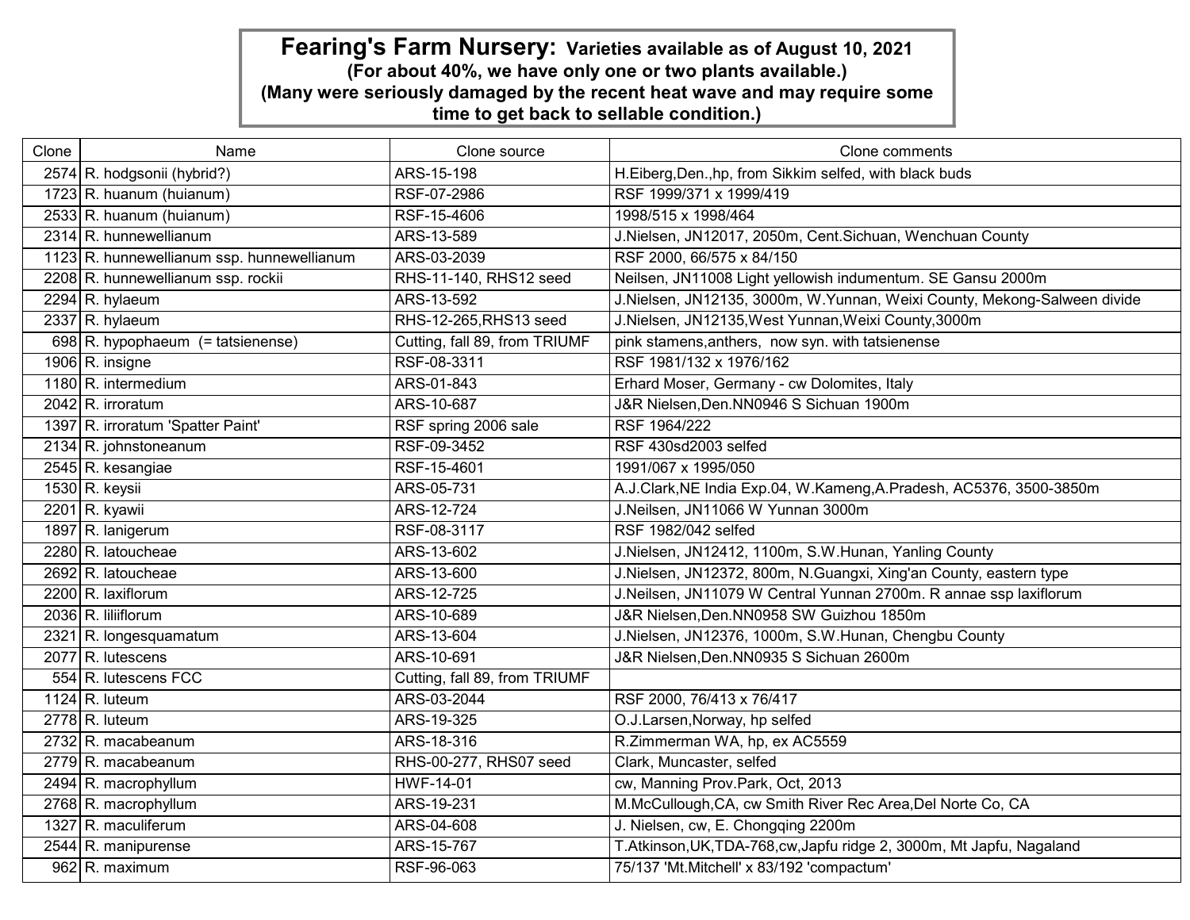# Fearing's Farm Nursery: Varieties available as of August 10, 2021

**(For about 40%, we have only one or two plants available.)**
**(Many were seriously damaged by the recent heat wave and may require some time to get back to sellable condition.)**

| Clone | Name | Clone source | Clone comments |
|---|---|---|---|
| 2574 | R. hodgsonii (hybrid?) | ARS-15-198 | H.Eiberg,Den.,hp, from Sikkim selfed, with black buds |
| 1723 | R. huanum (huianum) | RSF-07-2986 | RSF 1999/371 x 1999/419 |
| 2533 | R. huanum (huianum) | RSF-15-4606 | 1998/515 x 1998/464 |
| 2314 | R. hunnewellianum | ARS-13-589 | J.Nielsen, JN12017, 2050m, Cent.Sichuan, Wenchuan County |
| 1123 | R. hunnewellianum ssp. hunnewellianum | ARS-03-2039 | RSF 2000, 66/575 x 84/150 |
| 2208 | R. hunnewellianum ssp. rockii | RHS-11-140, RHS12 seed | Neilsen, JN11008 Light yellowish indumentum. SE Gansu 2000m |
| 2294 | R. hylaeum | ARS-13-592 | J.Nielsen, JN12135, 3000m, W.Yunnan, Weixi County, Mekong-Salween divide |
| 2337 | R. hylaeum | RHS-12-265,RHS13 seed | J.Nielsen, JN12135,West Yunnan,Weixi County,3000m |
| 698 | R. hypophaeum (= tatsienense) | Cutting, fall 89, from TRIUMF | pink stamens,anthers, now syn. with tatsienense |
| 1906 | R. insigne | RSF-08-3311 | RSF 1981/132 x 1976/162 |
| 1180 | R. intermedium | ARS-01-843 | Erhard Moser, Germany - cw Dolomites, Italy |
| 2042 | R. irroratum | ARS-10-687 | J&R Nielsen,Den.NN0946 S Sichuan 1900m |
| 1397 | R. irroratum 'Spatter Paint' | RSF spring 2006 sale | RSF 1964/222 |
| 2134 | R. johnstoneanum | RSF-09-3452 | RSF 430sd2003 selfed |
| 2545 | R. kesangiae | RSF-15-4601 | 1991/067 x 1995/050 |
| 1530 | R. keysii | ARS-05-731 | A.J.Clark,NE India Exp.04, W.Kameng,A.Pradesh, AC5376, 3500-3850m |
| 2201 | R. kyawii | ARS-12-724 | J.Neilsen, JN11066 W Yunnan 3000m |
| 1897 | R. lanigerum | RSF-08-3117 | RSF 1982/042 selfed |
| 2280 | R. latoucheae | ARS-13-602 | J.Nielsen, JN12412, 1100m, S.W.Hunan, Yanling County |
| 2692 | R. latoucheae | ARS-13-600 | J.Nielsen, JN12372, 800m, N.Guangxi, Xing'an County, eastern type |
| 2200 | R. laxiflorum | ARS-12-725 | J.Neilsen, JN11079 W Central Yunnan 2700m. R annae ssp laxiflorum |
| 2036 | R. liliiflorum | ARS-10-689 | J&R Nielsen,Den.NN0958 SW Guizhou 1850m |
| 2321 | R. longesquamatum | ARS-13-604 | J.Nielsen, JN12376, 1000m, S.W.Hunan, Chengbu County |
| 2077 | R. lutescens | ARS-10-691 | J&R Nielsen,Den.NN0935 S Sichuan 2600m |
| 554 | R. lutescens FCC | Cutting, fall 89, from TRIUMF | |
| 1124 | R. luteum | ARS-03-2044 | RSF 2000, 76/413 x 76/417 |
| 2778 | R. luteum | ARS-19-325 | O.J.Larsen,Norway, hp selfed |
| 2732 | R. macabeanum | ARS-18-316 | R.Zimmerman WA, hp, ex AC5559 |
| 2779 | R. macabeanum | RHS-00-277, RHS07 seed | Clark, Muncaster, selfed |
| 2494 | R. macrophyllum | HWF-14-01 | cw, Manning Prov.Park, Oct, 2013 |
| 2768 | R. macrophyllum | ARS-19-231 | M.McCullough,CA, cw Smith River Rec Area,Del Norte Co, CA |
| 1327 | R. maculiferum | ARS-04-608 | J. Nielsen, cw, E. Chongqing 2200m |
| 2544 | R. manipurense | ARS-15-767 | T.Atkinson,UK,TDA-768,cw,Japfu ridge 2, 3000m, Mt Japfu, Nagaland |
| 962 | R. maximum | RSF-96-063 | 75/137 'Mt.Mitchell' x 83/192 'compactum' |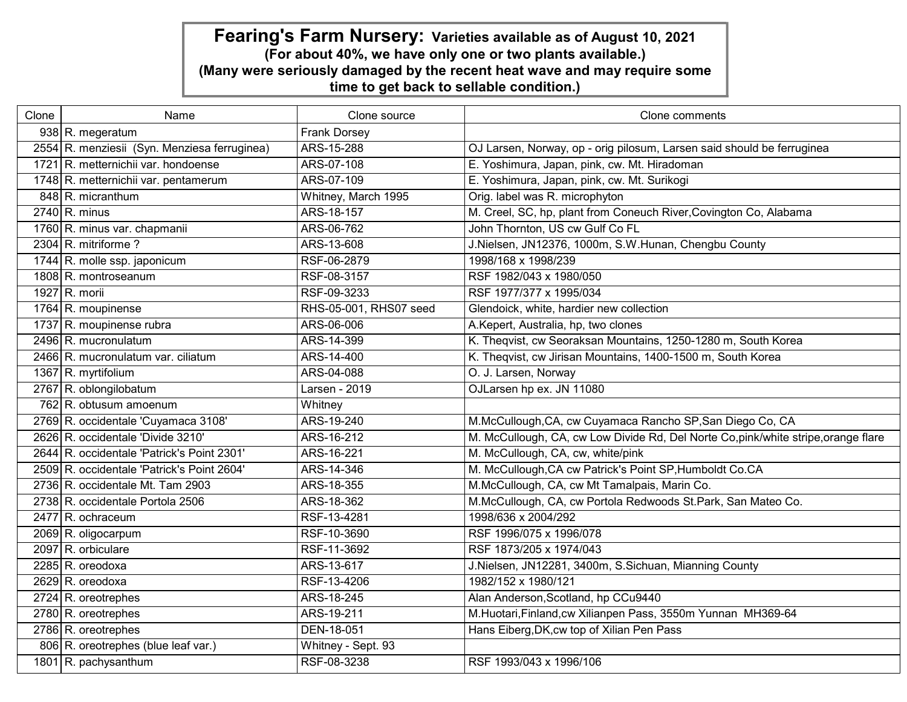# Fearing's Farm Nursery: Varieties available as of August 10, 2021

**(For about 40%, we have only one or two plants available.)**
**(Many were seriously damaged by the recent heat wave and may require some time to get back to sellable condition.)**

| Clone | Name | Clone source | Clone comments |
|---|---|---|---|
| 938 | R. megeratum | Frank Dorsey | |
| 2554 | R. menziesii (Syn. Menziesa ferruginea) | ARS-15-288 | OJ Larsen, Norway, op - orig pilosum, Larsen said should be ferruginea |
| 1721 | R. metternichii var. hondoense | ARS-07-108 | E. Yoshimura, Japan, pink, cw. Mt. Hiradoman |
| 1748 | R. metternichii var. pentamerum | ARS-07-109 | E. Yoshimura, Japan, pink, cw. Mt. Surikogi |
| 848 | R. micranthum | Whitney, March 1995 | Orig. label was R. microphyton |
| 2740 | R. minus | ARS-18-157 | M. Creel, SC, hp, plant from Coneuch River,Covington Co, Alabama |
| 1760 | R. minus var. chapmanii | ARS-06-762 | John Thornton, US cw Gulf Co FL |
| 2304 | R. mitriforme ? | ARS-13-608 | J.Nielsen, JN12376, 1000m, S.W.Hunan, Chengbu County |
| 1744 | R. molle ssp. japonicum | RSF-06-2879 | 1998/168 x 1998/239 |
| 1808 | R. montroseanum | RSF-08-3157 | RSF 1982/043 x 1980/050 |
| 1927 | R. morii | RSF-09-3233 | RSF 1977/377 x 1995/034 |
| 1764 | R. moupinense | RHS-05-001, RHS07 seed | Glendoick, white, hardier new collection |
| 1737 | R. moupinense rubra | ARS-06-006 | A.Kepert, Australia, hp, two clones |
| 2496 | R. mucronulatum | ARS-14-399 | K. Theqvist, cw Seoraksan Mountains, 1250-1280 m, South Korea |
| 2466 | R. mucronulatum var. ciliatum | ARS-14-400 | K. Theqvist, cw Jirisan Mountains, 1400-1500 m, South Korea |
| 1367 | R. myrtifolium | ARS-04-088 | O. J. Larsen, Norway |
| 2767 | R. oblongilobatum | Larsen - 2019 | OJLarsen hp ex. JN 11080 |
| 762 | R. obtusum amoenum | Whitney | |
| 2769 | R. occidentale 'Cuyamaca 3108' | ARS-19-240 | M.McCullough,CA, cw Cuyamaca Rancho SP,San Diego Co, CA |
| 2626 | R. occidentale 'Divide 3210' | ARS-16-212 | M. McCullough, CA, cw Low Divide Rd, Del Norte Co,pink/white stripe,orange flare |
| 2644 | R. occidentale 'Patrick's Point 2301' | ARS-16-221 | M. McCullough, CA, cw, white/pink |
| 2509 | R. occidentale 'Patrick's Point 2604' | ARS-14-346 | M. McCullough,CA cw Patrick's Point SP,Humboldt Co.CA |
| 2736 | R. occidentale Mt. Tam 2903 | ARS-18-355 | M.McCullough, CA, cw Mt Tamalpais, Marin Co. |
| 2738 | R. occidentale Portola 2506 | ARS-18-362 | M.McCullough, CA, cw Portola Redwoods St.Park, San Mateo Co. |
| 2477 | R. ochraceum | RSF-13-4281 | 1998/636 x 2004/292 |
| 2069 | R. oligocarpum | RSF-10-3690 | RSF 1996/075 x 1996/078 |
| 2097 | R. orbiculare | RSF-11-3692 | RSF 1873/205 x 1974/043 |
| 2285 | R. oreodoxa | ARS-13-617 | J.Nielsen, JN12281, 3400m, S.Sichuan, Mianning County |
| 2629 | R. oreodoxa | RSF-13-4206 | 1982/152 x 1980/121 |
| 2724 | R. oreotrephes | ARS-18-245 | Alan Anderson,Scotland, hp CCu9440 |
| 2780 | R. oreotrephes | ARS-19-211 | M.Huotari,Finland,cw Xilianpen Pass, 3550m Yunnan MH369-64 |
| 2786 | R. oreotrephes | DEN-18-051 | Hans Eiberg,DK,cw top of Xilian Pen Pass |
| 806 | R. oreotrephes (blue leaf var.) | Whitney - Sept. 93 | |
| 1801 | R. pachysanthum | RSF-08-3238 | RSF 1993/043 x 1996/106 |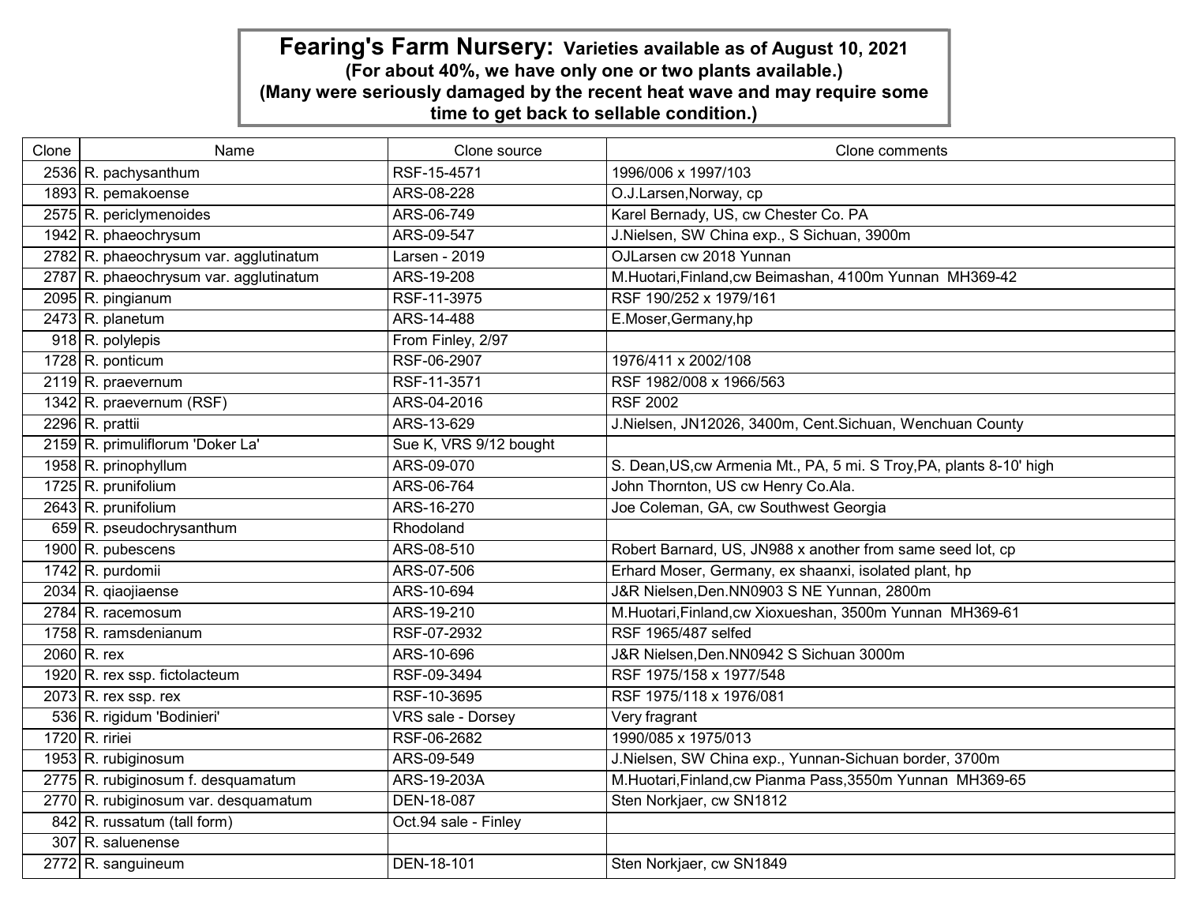**Fearing's Farm Nursery: Varieties available as of August 10, 2021**
**(For about 40%, we have only one or two plants available.)**
**(Many were seriously damaged by the recent heat wave and may require some time to get back to sellable condition.)**

| Clone | Name | Clone source | Clone comments |
|---|---|---|---|
| 2536 | R. pachysanthum | RSF-15-4571 | 1996/006 x 1997/103 |
| 1893 | R. pemakoense | ARS-08-228 | O.J.Larsen,Norway, cp |
| 2575 | R. periclymenoides | ARS-06-749 | Karel Bernady, US, cw Chester Co. PA |
| 1942 | R. phaeochrysum | ARS-09-547 | J.Nielsen, SW China exp., S Sichuan, 3900m |
| 2782 | R. phaeochrysum var. agglutinatum | Larsen - 2019 | OJLarsen cw 2018 Yunnan |
| 2787 | R. phaeochrysum var. agglutinatum | ARS-19-208 | M.Huotari,Finland,cw Beimashan, 4100m Yunnan MH369-42 |
| 2095 | R. pingianum | RSF-11-3975 | RSF 190/252 x 1979/161 |
| 2473 | R. planetum | ARS-14-488 | E.Moser,Germany,hp |
| 918 | R. polylepis | From Finley, 2/97 | |
| 1728 | R. ponticum | RSF-06-2907 | 1976/411 x 2002/108 |
| 2119 | R. praevernum | RSF-11-3571 | RSF 1982/008 x 1966/563 |
| 1342 | R. praevernum (RSF) | ARS-04-2016 | RSF 2002 |
| 2296 | R. prattii | ARS-13-629 | J.Nielsen, JN12026, 3400m, Cent.Sichuan, Wenchuan County |
| 2159 | R. primuliflorum 'Doker La' | Sue K, VRS 9/12 bought | |
| 1958 | R. prinophyllum | ARS-09-070 | S. Dean,US,cw Armenia Mt., PA, 5 mi. S Troy,PA, plants 8-10' high |
| 1725 | R. prunifolium | ARS-06-764 | John Thornton, US cw Henry Co.Ala. |
| 2643 | R. prunifolium | ARS-16-270 | Joe Coleman, GA, cw Southwest Georgia |
| 659 | R. pseudochrysanthum | Rhodoland | |
| 1900 | R. pubescens | ARS-08-510 | Robert Barnard, US, JN988 x another from same seed lot, cp |
| 1742 | R. purdomii | ARS-07-506 | Erhard Moser, Germany, ex shaanxi, isolated plant, hp |
| 2034 | R. qiaojiaense | ARS-10-694 | J&R Nielsen,Den.NN0903 S NE Yunnan, 2800m |
| 2784 | R. racemosum | ARS-19-210 | M.Huotari,Finland,cw Xioxueshan, 3500m Yunnan MH369-61 |
| 1758 | R. ramsdenianum | RSF-07-2932 | RSF 1965/487 selfed |
| 2060 | R. rex | ARS-10-696 | J&R Nielsen,Den.NN0942 S Sichuan 3000m |
| 1920 | R. rex ssp. fictolacteum | RSF-09-3494 | RSF 1975/158 x 1977/548 |
| 2073 | R. rex ssp. rex | RSF-10-3695 | RSF 1975/118 x 1976/081 |
| 536 | R. rigidum 'Bodinieri' | VRS sale - Dorsey | Very fragrant |
| 1720 | R. ririei | RSF-06-2682 | 1990/085 x 1975/013 |
| 1953 | R. rubiginosum | ARS-09-549 | J.Nielsen, SW China exp., Yunnan-Sichuan border, 3700m |
| 2775 | R. rubiginosum f. desquamatum | ARS-19-203A | M.Huotari,Finland,cw Pianma Pass,3550m Yunnan MH369-65 |
| 2770 | R. rubiginosum var. desquamatum | DEN-18-087 | Sten Norkjaer, cw SN1812 |
| 842 | R. russatum (tall form) | Oct.94 sale - Finley | |
| 307 | R. saluenense | | |
| 2772 | R. sanguineum | DEN-18-101 | Sten Norkjaer, cw SN1849 |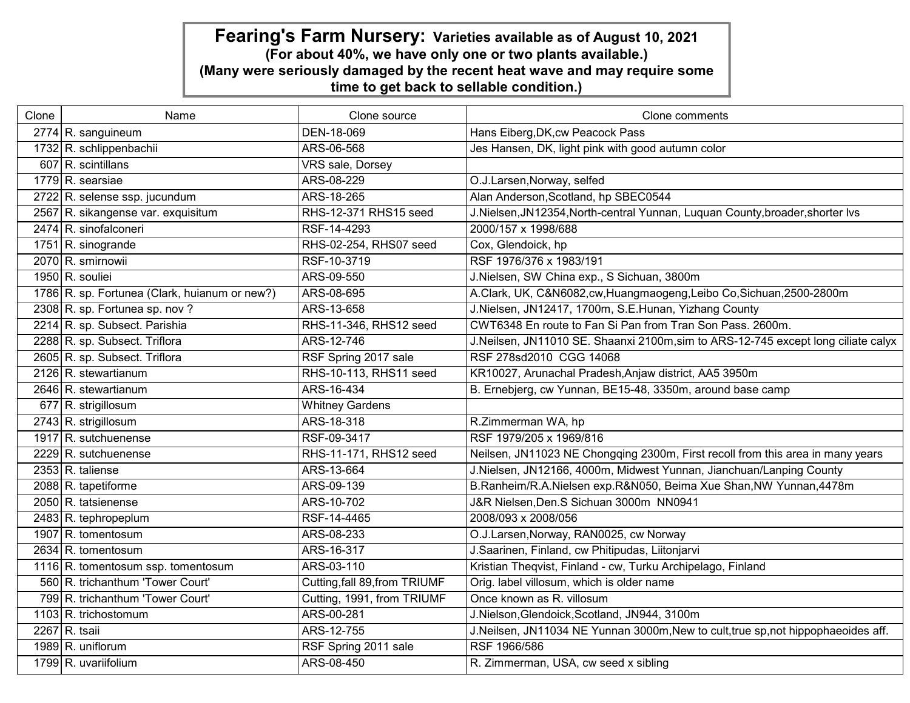**Fearing's Farm Nursery: Varieties available as of August 10, 2021**
**(For about 40%, we have only one or two plants available.)**
**(Many were seriously damaged by the recent heat wave and may require some time to get back to sellable condition.)**

| Clone | Name | Clone source | Clone comments |
|---|---|---|---|
| 2774 | R. sanguineum | DEN-18-069 | Hans Eiberg,DK,cw Peacock Pass |
| 1732 | R. schlippenbachii | ARS-06-568 | Jes Hansen, DK, light pink with good autumn color |
| 607 | R. scintillans | VRS sale, Dorsey | |
| 1779 | R. searsiae | ARS-08-229 | O.J.Larsen,Norway, selfed |
| 2722 | R. selense ssp. jucundum | ARS-18-265 | Alan Anderson,Scotland, hp SBEC0544 |
| 2567 | R. sikangense var. exquisitum | RHS-12-371 RHS15 seed | J.Nielsen, JN12354,North-central Yunnan, Luquan County,broader,shorter lvs |
| 2474 | R. sinofalconeri | RSF-14-4293 | 2000/157 x 1998/688 |
| 1751 | R. sinogrande | RHS-02-254, RHS07 seed | Cox, Glendoick, hp |
| 2070 | R. smirnowii | RSF-10-3719 | RSF 1976/376 x 1983/191 |
| 1950 | R. souliei | ARS-09-550 | J.Nielsen, SW China exp., S Sichuan, 3800m |
| 1786 | R. sp. Fortunea (Clark, huianum or new?) | ARS-08-695 | A.Clark, UK, C&N6082,cw,Huangmaogeng,Leibo Co,Sichuan,2500-2800m |
| 2308 | R. sp. Fortunea sp. nov ? | ARS-13-658 | J.Nielsen, JN12417, 1700m, S.E.Hunan, Yizhang County |
| 2214 | R. sp. Subsect. Parishia | RHS-11-346, RHS12 seed | CWT6348 En route to Fan Si Pan from Tran Son Pass. 2600m. |
| 2288 | R. sp. Subsect. Triflora | ARS-12-746 | J.Neilsen, JN11010 SE. Shaanxi 2100m,sim to ARS-12-745 except long ciliate calyx |
| 2605 | R. sp. Subsect. Triflora | RSF Spring 2017 sale | RSF 278sd2010 CGG 14068 |
| 2126 | R. stewartianum | RHS-10-113, RHS11 seed | KR10027, Arunachal Pradesh,Anjaw district, AA5 3950m |
| 2646 | R. stewartianum | ARS-16-434 | B. Ernebjerg, cw Yunnan, BE15-48, 3350m, around base camp |
| 677 | R. strigillosum | Whitney Gardens | |
| 2743 | R. strigillosum | ARS-18-318 | R.Zimmerman WA, hp |
| 1917 | R. sutchuenense | RSF-09-3417 | RSF 1979/205 x 1969/816 |
| 2229 | R. sutchuenense | RHS-11-171, RHS12 seed | Neilsen, JN11023 NE Chongqing 2300m, First recoll from this area in many years |
| 2353 | R. taliense | ARS-13-664 | J.Nielsen, JN12166, 4000m, Midwest Yunnan, Jianchuan/Lanping County |
| 2088 | R. tapetiforme | ARS-09-139 | B.Ranheim/R.A.Nielsen exp.R&N050, Beima Xue Shan,NW Yunnan,4478m |
| 2050 | R. tatsienense | ARS-10-702 | J&R Nielsen,Den.S Sichuan 3000m NN0941 |
| 2483 | R. tephropeplum | RSF-14-4465 | 2008/093 x 2008/056 |
| 1907 | R. tomentosum | ARS-08-233 | O.J.Larsen,Norway, RAN0025, cw Norway |
| 2634 | R. tomentosum | ARS-16-317 | J.Saarinen, Finland, cw Phitipudas, Liitonjarvi |
| 1116 | R. tomentosum ssp. tomentosum | ARS-03-110 | Kristian Theqvist, Finland - cw, Turku Archipelago, Finland |
| 560 | R. trichanthum 'Tower Court' | Cutting,fall 89,from TRIUMF | Orig. label villosum, which is older name |
| 799 | R. trichanthum 'Tower Court' | Cutting, 1991, from TRIUMF | Once known as R. villosum |
| 1103 | R. trichostomum | ARS-00-281 | J.Nielson,Glendoick,Scotland, JN944, 3100m |
| 2267 | R. tsaii | ARS-12-755 | J.Neilsen, JN11034 NE Yunnan 3000m,New to cult,true sp,not hippophaeoides aff. |
| 1989 | R. uniflorum | RSF Spring 2011 sale | RSF 1966/586 |
| 1799 | R. uvariifolium | ARS-08-450 | R. Zimmerman, USA, cw seed x sibling |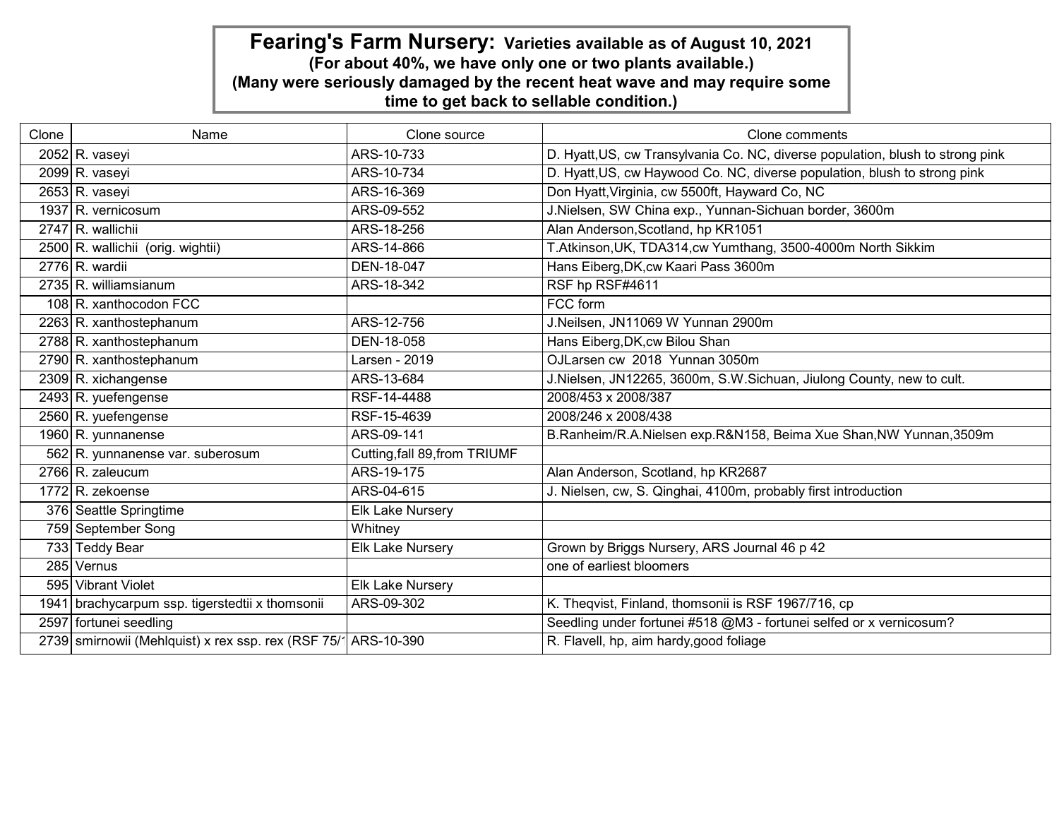# Fearing's Farm Nursery: Varieties available as of August 10, 2021

**(For about 40%, we have only one or two plants available.)**
**(Many were seriously damaged by the recent heat wave and may require some time to get back to sellable condition.)**

| Clone | Name | Clone source | Clone comments |
|---|---|---|---|
| 2052 | R. vaseyi | ARS-10-733 | D. Hyatt,US, cw Transylvania Co. NC, diverse population, blush to strong pink |
| 2099 | R. vaseyi | ARS-10-734 | D. Hyatt,US, cw Haywood Co. NC, diverse population, blush to strong pink |
| 2653 | R. vaseyi | ARS-16-369 | Don Hyatt,Virginia, cw 5500ft, Hayward Co, NC |
| 1937 | R. vernicosum | ARS-09-552 | J.Nielsen, SW China exp., Yunnan-Sichuan border, 3600m |
| 2747 | R. wallichii | ARS-18-256 | Alan Anderson,Scotland, hp KR1051 |
| 2500 | R. wallichii (orig. wightii) | ARS-14-866 | T.Atkinson,UK, TDA314,cw Yumthang, 3500-4000m North Sikkim |
| 2776 | R. wardii | DEN-18-047 | Hans Eiberg,DK,cw Kaari Pass 3600m |
| 2735 | R. williamsianum | ARS-18-342 | RSF hp RSF#4611 |
| 108 | R. xanthocodon FCC | | FCC form |
| 2263 | R. xanthostephanum | ARS-12-756 | J.Neilsen, JN11069 W Yunnan 2900m |
| 2788 | R. xanthostephanum | DEN-18-058 | Hans Eiberg,DK,cw Bilou Shan |
| 2790 | R. xanthostephanum | Larsen - 2019 | OJLarsen cw 2018 Yunnan 3050m |
| 2309 | R. xichangense | ARS-13-684 | J.Nielsen, JN12265, 3600m, S.W.Sichuan, Jiulong County, new to cult. |
| 2493 | R. yuefengense | RSF-14-4488 | 2008/453 x 2008/387 |
| 2560 | R. yuefengense | RSF-15-4639 | 2008/246 x 2008/438 |
| 1960 | R. yunnanense | ARS-09-141 | B.Ranheim/R.A.Nielsen exp.R&N158, Beima Xue Shan,NW Yunnan,3509m |
| 562 | R. yunnanense var. suberosum | Cutting,fall 89,from TRIUMF | |
| 2766 | R. zaleucum | ARS-19-175 | Alan Anderson, Scotland, hp KR2687 |
| 1772 | R. zekoense | ARS-04-615 | J. Nielsen, cw, S. Qinghai, 4100m, probably first introduction |
| 376 | Seattle Springtime | Elk Lake Nursery | |
| 759 | September Song | Whitney | |
| 733 | Teddy Bear | Elk Lake Nursery | Grown by Briggs Nursery, ARS Journal 46 p 42 |
| 285 | Vernus | | one of earliest bloomers |
| 595 | Vibrant Violet | Elk Lake Nursery | |
| 1941 | brachycarpum ssp. tigerstedtii x thomsonii | ARS-09-302 | K. Theqvist, Finland, thomsonii is RSF 1967/716, cp |
| 2597 | fortunei seedling | | Seedling under fortunei #518 @M3 - fortunei selfed or x vernicosum? |
| 2739 | smirnowii (Mehlquist) x rex ssp. rex (RSF 75/1 | ARS-10-390 | R. Flavell, hp, aim hardy,good foliage |